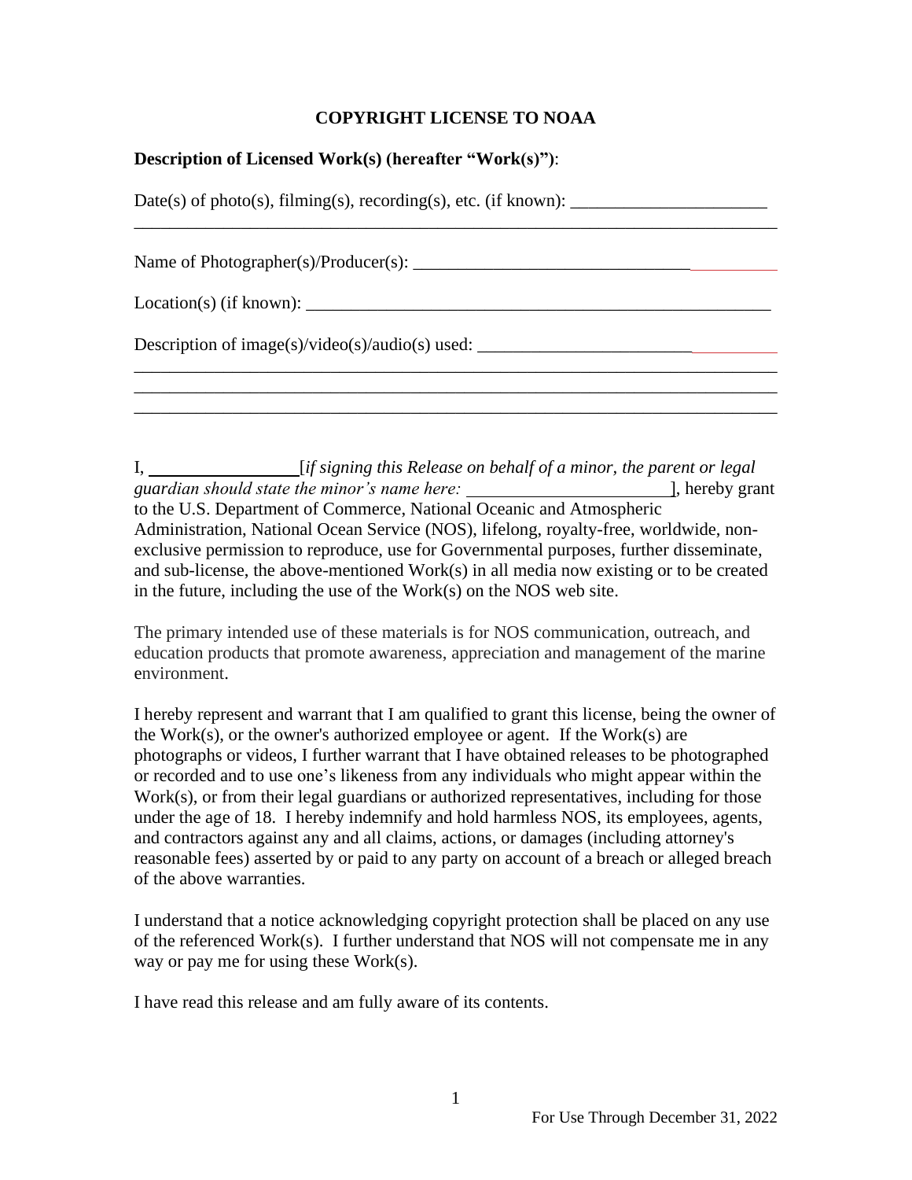# COPYRIGHT LICENSE TO NOAA

**Description of Licensed Work(s) (hereafter "Work(s)")**:

Date(s) of photo(s), filming(s), recording(s), etc. (if known): ______________________
___________________________________________________________________________

Name of Photographer(s)/Producer(s): ________________________________________

Location(s) (if known): _______________________________________________________

Description of image(s)/video(s)/audio(s) used: __________________________________
___________________________________________________________________________
___________________________________________________________________________
___________________________________________________________________________

I, _________________ [*if signing this Release on behalf of a minor, the parent or legal guardian should state the minor's name here:* _______________________], hereby grant to the U.S. Department of Commerce, National Oceanic and Atmospheric Administration, National Ocean Service (NOS), lifelong, royalty-free, worldwide, non-exclusive permission to reproduce, use for Governmental purposes, further disseminate, and sub-license, the above-mentioned Work(s) in all media now existing or to be created in the future, including the use of the Work(s) on the NOS web site.

The primary intended use of these materials is for NOS communication, outreach, and education products that promote awareness, appreciation and management of the marine environment.

I hereby represent and warrant that I am qualified to grant this license, being the owner of the Work(s), or the owner's authorized employee or agent. If the Work(s) are photographs or videos, I further warrant that I have obtained releases to be photographed or recorded and to use one's likeness from any individuals who might appear within the Work(s), or from their legal guardians or authorized representatives, including for those under the age of 18. I hereby indemnify and hold harmless NOS, its employees, agents, and contractors against any and all claims, actions, or damages (including attorney's reasonable fees) asserted by or paid to any party on account of a breach or alleged breach of the above warranties.

I understand that a notice acknowledging copyright protection shall be placed on any use of the referenced Work(s). I further understand that NOS will not compensate me in any way or pay me for using these Work(s).

I have read this release and am fully aware of its contents.

For Use Through December 31, 2022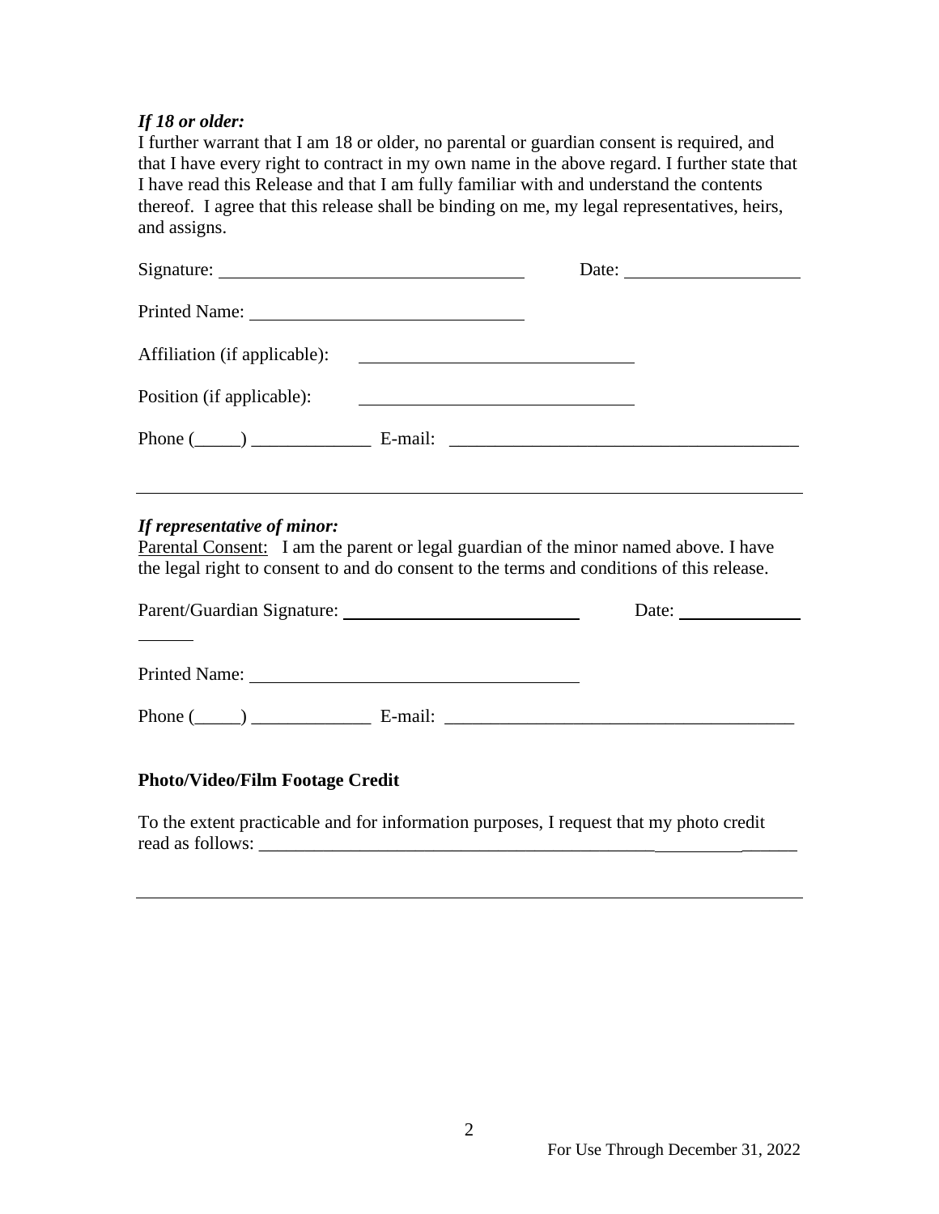***If 18 or older:***
I further warrant that I am 18 or older, no parental or guardian consent is required, and that I have every right to contract in my own name in the above regard. I further state that I have read this Release and that I am fully familiar with and understand the contents thereof. I agree that this release shall be binding on me, my legal representatives, heirs, and assigns.

Signature: ______________________________ Date: __________________

Printed Name: ____________________________

Affiliation (if applicable): ____________________________

Position (if applicable): ____________________________

Phone (_____) _____________ E-mail: _____________________________________

---

***If representative of minor:***
Parental Consent: I am the parent or legal guardian of the minor named above. I have the legal right to consent to and do consent to the terms and conditions of this release.

Parent/Guardian Signature: _________________________ Date: _____________

Printed Name: __________________________________

Phone (_____) _____________ E-mail: _____________________________________

**Photo/Video/Film Footage Credit**

To the extent practicable and for information purposes, I request that my photo credit read as follows: _____________________________________________________________

---

For Use Through December 31, 2022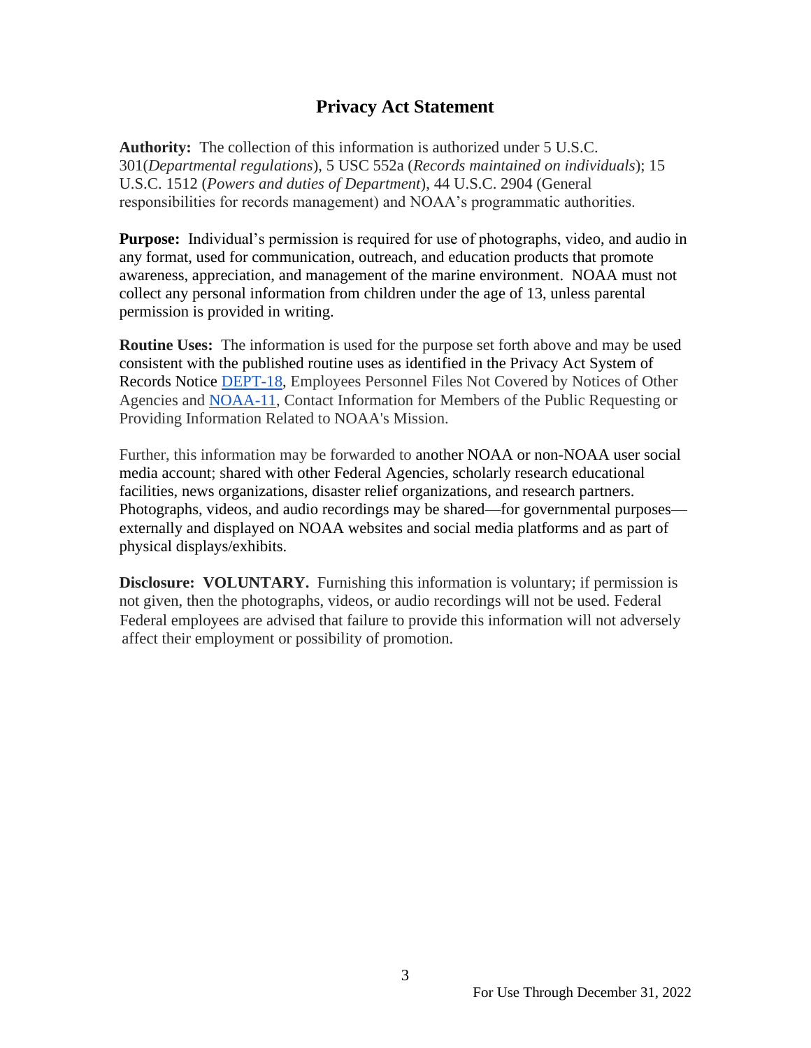## Privacy Act Statement

**Authority:** The collection of this information is authorized under 5 U.S.C. 301(*Departmental regulations*), 5 USC 552a (*Records maintained on individuals*); 15 U.S.C. 1512 (*Powers and duties of Department*), 44 U.S.C. 2904 (General responsibilities for records management) and NOAA's programmatic authorities.

**Purpose:** Individual's permission is required for use of photographs, video, and audio in any format, used for communication, outreach, and education products that promote awareness, appreciation, and management of the marine environment. NOAA must not collect any personal information from children under the age of 13, unless parental permission is provided in writing.

**Routine Uses:** The information is used for the purpose set forth above and may be used consistent with the published routine uses as identified in the Privacy Act System of Records Notice DEPT-18, Employees Personnel Files Not Covered by Notices of Other Agencies and NOAA-11, Contact Information for Members of the Public Requesting or Providing Information Related to NOAA's Mission.

Further, this information may be forwarded to another NOAA or non-NOAA user social media account; shared with other Federal Agencies, scholarly research educational facilities, news organizations, disaster relief organizations, and research partners. Photographs, videos, and audio recordings may be shared—for governmental purposes—externally and displayed on NOAA websites and social media platforms and as part of physical displays/exhibits.

**Disclosure: VOLUNTARY.** Furnishing this information is voluntary; if permission is not given, then the photographs, videos, or audio recordings will not be used. Federal Federal employees are advised that failure to provide this information will not adversely affect their employment or possibility of promotion.

For Use Through December 31, 2022